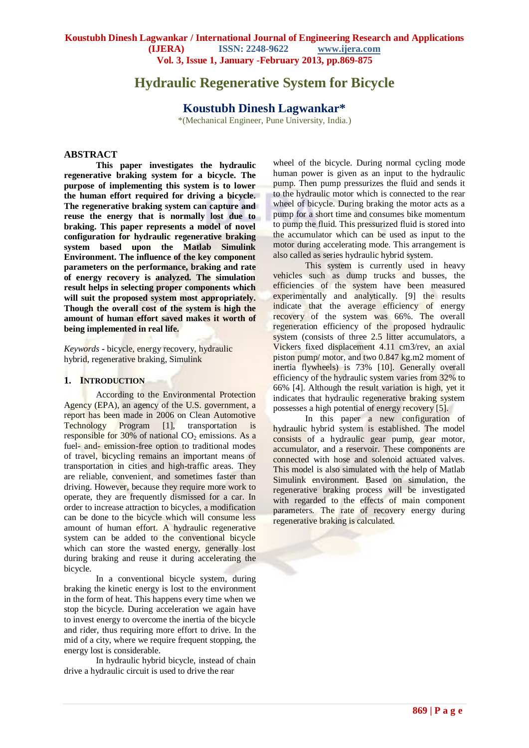# Hydraulic Regenerative System for Bicycle

## Koustubh Dinesh Lagwankar*

*(Mechanical Engineer, Pune University, India.)

## ABSTRACT

**This paper investigates the hydraulic regenerative braking system for a bicycle. The purpose of implementing this system is to lower the human effort required for driving a bicycle. The regenerative braking system can capture and reuse the energy that is normally lost due to braking. This paper represents a model of novel configuration for hydraulic regenerative braking system based upon the Matlab Simulink Environment. The influence of the key component parameters on the performance, braking and rate of energy recovery is analyzed. The simulation result helps in selecting proper components which will suit the proposed system most appropriately. Though the overall cost of the system is high the amount of human effort saved makes it worth of being implemented in real life.**

*Keywords* - bicycle, energy recovery, hydraulic hybrid, regenerative braking, Simulink

## 1. INTRODUCTION

According to the Environmental Protection Agency (EPA), an agency of the U.S. government, a report has been made in 2006 on Clean Automotive Technology Program [1], transportation is responsible for 30% of national $CO_2$ emissions. As a fuel- and- emission-free option to traditional modes of travel, bicycling remains an important means of transportation in cities and high-traffic areas. They are reliable, convenient, and sometimes faster than driving. However, because they require more work to operate, they are frequently dismissed for a car. In order to increase attraction to bicycles, a modification can be done to the bicycle which will consume less amount of human effort. A hydraulic regenerative system can be added to the conventional bicycle which can store the wasted energy, generally lost during braking and reuse it during accelerating the bicycle.

In a conventional bicycle system, during braking the kinetic energy is lost to the environment in the form of heat. This happens every time when we stop the bicycle. During acceleration we again have to invest energy to overcome the inertia of the bicycle and rider, thus requiring more effort to drive. In the mid of a city, where we require frequent stopping, the energy lost is considerable.

In hydraulic hybrid bicycle, instead of chain drive a hydraulic circuit is used to drive the rear wheel of the bicycle. During normal cycling mode human power is given as an input to the hydraulic pump. Then pump pressurizes the fluid and sends it to the hydraulic motor which is connected to the rear wheel of bicycle. During braking the motor acts as a pump for a short time and consumes bike momentum to pump the fluid. This pressurized fluid is stored into the accumulator which can be used as input to the motor during accelerating mode. This arrangement is also called as series hydraulic hybrid system.

This system is currently used in heavy vehicles such as dump trucks and busses, the efficiencies of the system have been measured experimentally and analytically. [9] the results indicate that the average efficiency of energy recovery of the system was 66%. The overall regeneration efficiency of the proposed hydraulic system (consists of three 2.5 litter accumulators, a Vickers fixed displacement 4.11 cm3/rev, an axial piston pump/ motor, and two 0.847 kg.m2 moment of inertia flywheels) is 73% [10]. Generally overall efficiency of the hydraulic system varies from 32% to 66% [4]. Although the result variation is high, yet it indicates that hydraulic regenerative braking system possesses a high potential of energy recovery [5].

In this paper a new configuration of hydraulic hybrid system is established. The model consists of a hydraulic gear pump, gear motor, accumulator, and a reservoir. These components are connected with hose and solenoid actuated valves. This model is also simulated with the help of Matlab Simulink environment. Based on simulation, the regenerative braking process will be investigated with regarded to the effects of main component parameters. The rate of recovery energy during regenerative braking is calculated.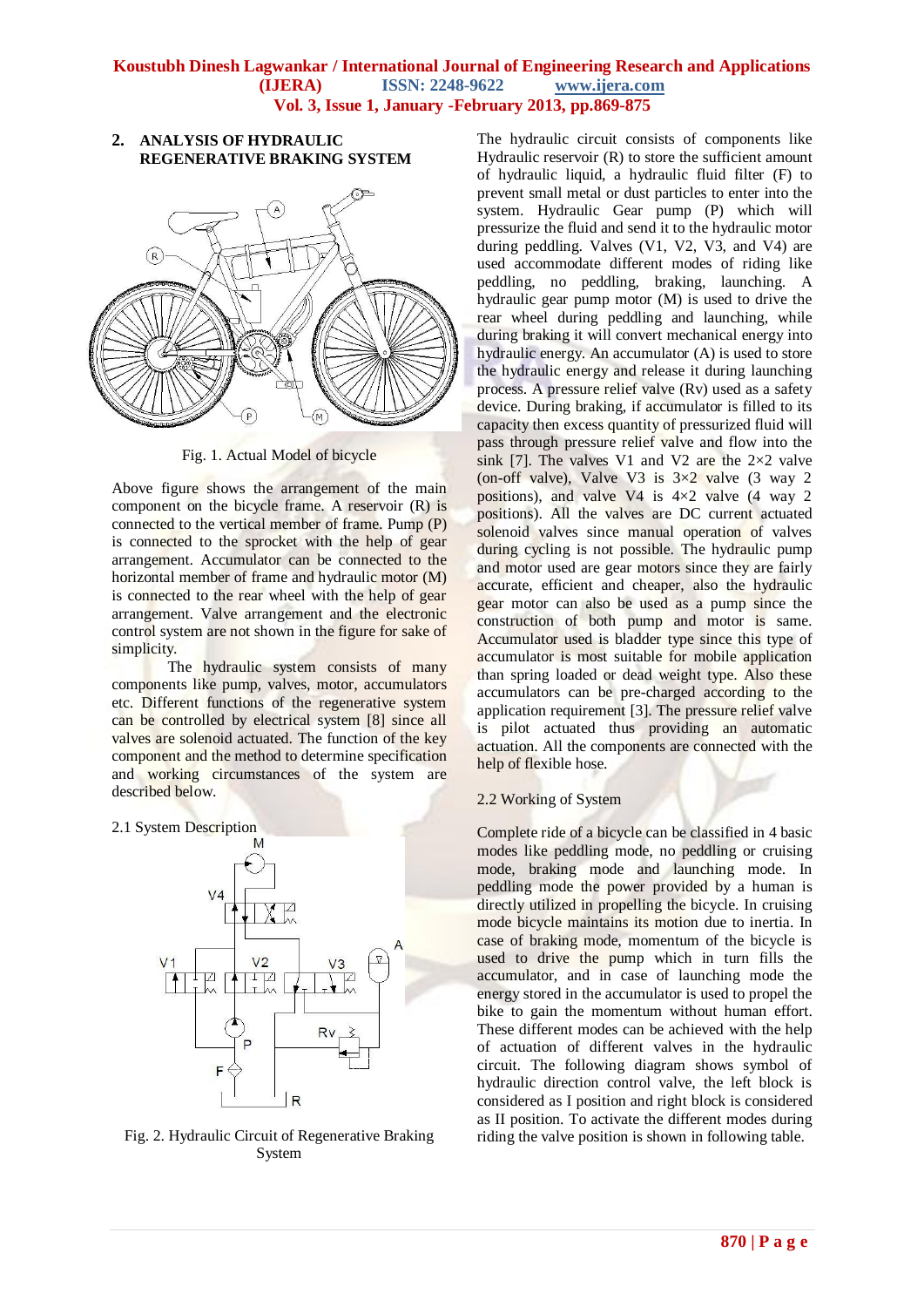## 2. ANALYSIS OF HYDRAULIC REGENERATIVE BRAKING SYSTEM

Fig. 1. Actual Model of bicycle

Above figure shows the arrangement of the main component on the bicycle frame. A reservoir (R) is connected to the vertical member of frame. Pump (P) is connected to the sprocket with the help of gear arrangement. Accumulator can be connected to the horizontal member of frame and hydraulic motor (M) is connected to the rear wheel with the help of gear arrangement. Valve arrangement and the electronic control system are not shown in the figure for sake of simplicity.

The hydraulic system consists of many components like pump, valves, motor, accumulators etc. Different functions of the regenerative system can be controlled by electrical system [8] since all valves are solenoid actuated. The function of the key component and the method to determine specification and working circumstances of the system are described below.

### 2.1 System Description

Fig. 2. Hydraulic Circuit of Regenerative Braking System

The hydraulic circuit consists of components like Hydraulic reservoir (R) to store the sufficient amount of hydraulic liquid, a hydraulic fluid filter (F) to prevent small metal or dust particles to enter into the system. Hydraulic Gear pump (P) which will pressurize the fluid and send it to the hydraulic motor during peddling. Valves (V1, V2, V3, and V4) are used accommodate different modes of riding like peddling, no peddling, braking, launching. A hydraulic gear pump motor (M) is used to drive the rear wheel during peddling and launching, while during braking it will convert mechanical energy into hydraulic energy. An accumulator (A) is used to store the hydraulic energy and release it during launching process. A pressure relief valve (Rv) used as a safety device. During braking, if accumulator is filled to its capacity then excess quantity of pressurized fluid will pass through pressure relief valve and flow into the sink [7]. The valves V1 and V2 are the 2×2 valve (on-off valve), Valve V3 is 3×2 valve (3 way 2 positions), and valve V4 is 4×2 valve (4 way 2 positions). All the valves are DC current actuated solenoid valves since manual operation of valves during cycling is not possible. The hydraulic pump and motor used are gear motors since they are fairly accurate, efficient and cheaper, also the hydraulic gear motor can also be used as a pump since the construction of both pump and motor is same. Accumulator used is bladder type since this type of accumulator is most suitable for mobile application than spring loaded or dead weight type. Also these accumulators can be pre-charged according to the application requirement [3]. The pressure relief valve is pilot actuated thus providing an automatic actuation. All the components are connected with the help of flexible hose.

### 2.2 Working of System

Complete ride of a bicycle can be classified in 4 basic modes like peddling mode, no peddling or cruising mode, braking mode and launching mode. In peddling mode the power provided by a human is directly utilized in propelling the bicycle. In cruising mode bicycle maintains its motion due to inertia. In case of braking mode, momentum of the bicycle is used to drive the pump which in turn fills the accumulator, and in case of launching mode the energy stored in the accumulator is used to propel the bike to gain the momentum without human effort. These different modes can be achieved with the help of actuation of different valves in the hydraulic circuit. The following diagram shows symbol of hydraulic direction control valve, the left block is considered as I position and right block is considered as II position. To activate the different modes during riding the valve position is shown in following table.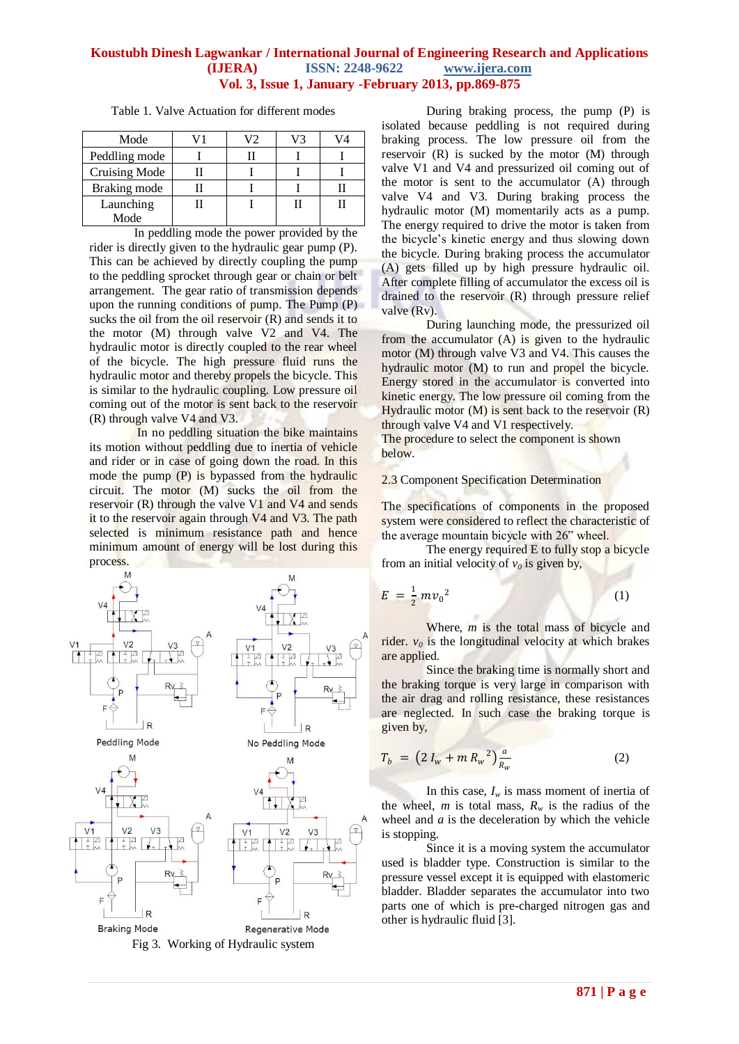Table 1. Valve Actuation for different modes

| Mode | V1 | V2 | V3 | V4 |
|---|---|---|---|---|
| Peddling mode | I | II | I | I |
| Cruising Mode | II | I | I | I |
| Braking mode | II | I | I | II |
| Launching Mode | II | I | II | II |

In peddling mode the power provided by the rider is directly given to the hydraulic gear pump (P). This can be achieved by directly coupling the pump to the peddling sprocket through gear or chain or belt arrangement. The gear ratio of transmission depends upon the running conditions of pump. The Pump (P) sucks the oil from the oil reservoir (R) and sends it to the motor (M) through valve V2 and V4. The hydraulic motor is directly coupled to the rear wheel of the bicycle. The high pressure fluid runs the hydraulic motor and thereby propels the bicycle. This is similar to the hydraulic coupling. Low pressure oil coming out of the motor is sent back to the reservoir (R) through valve V4 and V3.

In no peddling situation the bike maintains its motion without peddling due to inertia of vehicle and rider or in case of going down the road. In this mode the pump (P) is bypassed from the hydraulic circuit. The motor (M) sucks the oil from the reservoir (R) through the valve V1 and V4 and sends it to the reservoir again through V4 and V3. The path selected is minimum resistance path and hence minimum amount of energy will be lost during this process.

Fig 3. Working of Hydraulic system

During braking process, the pump (P) is isolated because peddling is not required during braking process. The low pressure oil from the reservoir (R) is sucked by the motor (M) through valve V1 and V4 and pressurized oil coming out of the motor is sent to the accumulator (A) through valve V4 and V3. During braking process the hydraulic motor (M) momentarily acts as a pump. The energy required to drive the motor is taken from the bicycle's kinetic energy and thus slowing down the bicycle. During braking process the accumulator (A) gets filled up by high pressure hydraulic oil. After complete filling of accumulator the excess oil is drained to the reservoir (R) through pressure relief valve (Rv).

During launching mode, the pressurized oil from the accumulator (A) is given to the hydraulic motor (M) through valve V3 and V4. This causes the hydraulic motor (M) to run and propel the bicycle. Energy stored in the accumulator is converted into kinetic energy. The low pressure oil coming from the Hydraulic motor (M) is sent back to the reservoir (R) through valve V4 and V1 respectively.

The procedure to select the component is shown below.

## 2.3 Component Specification Determination

The specifications of components in the proposed system were considered to reflect the characteristic of the average mountain bicycle with 26" wheel.

The energy required E to fully stop a bicycle from an initial velocity of $v_0$ is given by,

$$E = \frac{1}{2} m v_0^{\,2} \tag{1}$$

Where, $m$ is the total mass of bicycle and rider. $v_0$ is the longitudinal velocity at which brakes are applied.

Since the braking time is normally short and the braking torque is very large in comparison with the air drag and rolling resistance, these resistances are neglected. In such case the braking torque is given by,

$$T_b = \left(2\, I_w + m\, R_w^{\,2}\right)\frac{a}{R_w} \tag{2}$$

In this case, $I_w$ is mass moment of inertia of the wheel, $m$ is total mass, $R_w$ is the radius of the wheel and $a$ is the deceleration by which the vehicle is stopping.

Since it is a moving system the accumulator used is bladder type. Construction is similar to the pressure vessel except it is equipped with elastomeric bladder. Bladder separates the accumulator into two parts one of which is pre-charged nitrogen gas and other is hydraulic fluid [3].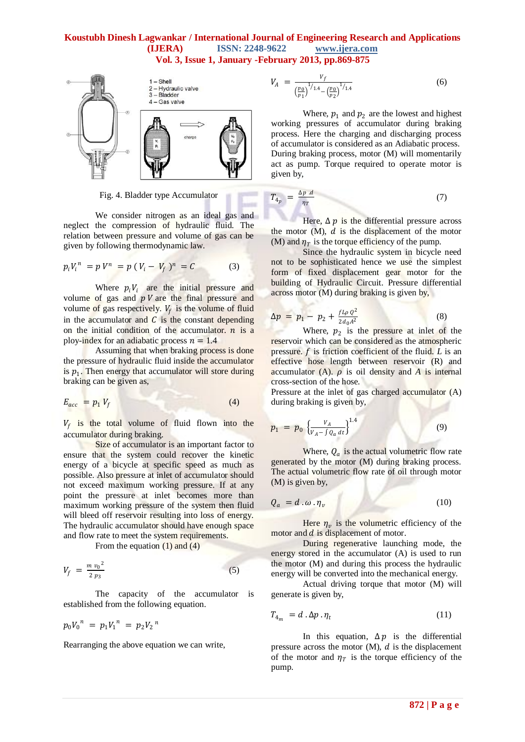1 – Shell
2 – Hydraulic valve
3 – Bladder
4 – Gas valve

Fig. 4. Bladder type Accumulator

We consider nitrogen as an ideal gas and neglect the compression of hydraulic fluid. The relation between pressure and volume of gas can be given by following thermodynamic law.

$$p_i V_i^{\ n} = p\,V^n = p\,(V_i - V_f\,)^n = C \qquad (3)$$

Where $p_i V_i$ are the initial pressure and volume of gas and $p\,V$ are the final pressure and volume of gas respectively. $V_f$ is the volume of fluid in the accumulator and $C$ is the constant depending on the initial condition of the accumulator. $n$ is a ploy-index for an adiabatic process $n = 1.4$

Assuming that when braking process is done the pressure of hydraulic fluid inside the accumulator is $p_1$. Then energy that accumulator will store during braking can be given as,

$$E_{acc} = p_1\,V_f \qquad (4)$$

$V_f$ is the total volume of fluid flown into the accumulator during braking.

Size of accumulator is an important factor to ensure that the system could recover the kinetic energy of a bicycle at specific speed as much as possible. Also pressure at inlet of accumulator should not exceed maximum working pressure. If at any point the pressure at inlet becomes more than maximum working pressure of the system then fluid will bleed off reservoir resulting into loss of energy. The hydraulic accumulator should have enough space and flow rate to meet the system requirements.

From the equation (1) and (4)

$$V_f = \frac{m\,v_0^{\ 2}}{2\,p_3} \qquad (5)$$

The capacity of the accumulator is established from the following equation.

$$p_0 V_0^{\ n} = p_1 V_1^{\ n} = p_2 V_2^{\ n}$$

Rearranging the above equation we can write,

$$V_A = \frac{V_f}{\left(\frac{p_0}{p_1}\right)^{1/1.4} - \left(\frac{p_0}{p_2}\right)^{1/1.4}} \qquad (6)$$

Where, $p_1$ and $p_2$ are the lowest and highest working pressures of accumulator during braking process. Here the charging and discharging process of accumulator is considered as an Adiabatic process. During braking process, motor (M) will momentarily act as pump. Torque required to operate motor is given by,

$$T_{4_p} = \frac{\Delta p\ d}{\eta_T} \qquad (7)$$

Here, $\Delta\,p$ is the differential pressure across the motor (M), $d$ is the displacement of the motor (M) and $\eta_T$ is the torque efficiency of the pump.

Since the hydraulic system in bicycle need not to be sophisticated hence we use the simplest form of fixed displacement gear motor for the building of Hydraulic Circuit. Pressure differential across motor (M) during braking is given by,

$$\Delta p = p_1 - p_2 + \frac{f L \rho\, Q^2}{2 d_0 A^2} \qquad (8)$$

Where, $p_2$ is the pressure at inlet of the reservoir which can be considered as the atmospheric pressure. $f$ is friction coefficient of the fluid. $L$ is an effective hose length between reservoir (R) and accumulator (A). $\rho$ is oil density and $A$ is internal cross-section of the hose.

Pressure at the inlet of gas charged accumulator (A) during braking is given by,

$$p_1 = p_0 \left\{\frac{V_A}{V_A - \int Q_a\,dt}\right\}^{1.4} \qquad (9)$$

Where, $Q_a$ is the actual volumetric flow rate generated by the motor (M) during braking process. The actual volumetric flow rate of oil through motor (M) is given by,

$$Q_a = d\,.\,\omega\,.\,\eta_v \qquad (10)$$

Here $\eta_v$ is the volumetric efficiency of the motor and $d$ is displacement of motor.

During regenerative launching mode, the energy stored in the accumulator (A) is used to run the motor (M) and during this process the hydraulic energy will be converted into the mechanical energy.

Actual driving torque that motor (M) will generate is given by,

$$T_{4_m} = d\,.\,\Delta p\,.\,\eta_t \qquad (11)$$

In this equation, $\Delta\,p$ is the differential pressure across the motor (M), $d$ is the displacement of the motor and $\eta_T$ is the torque efficiency of the pump.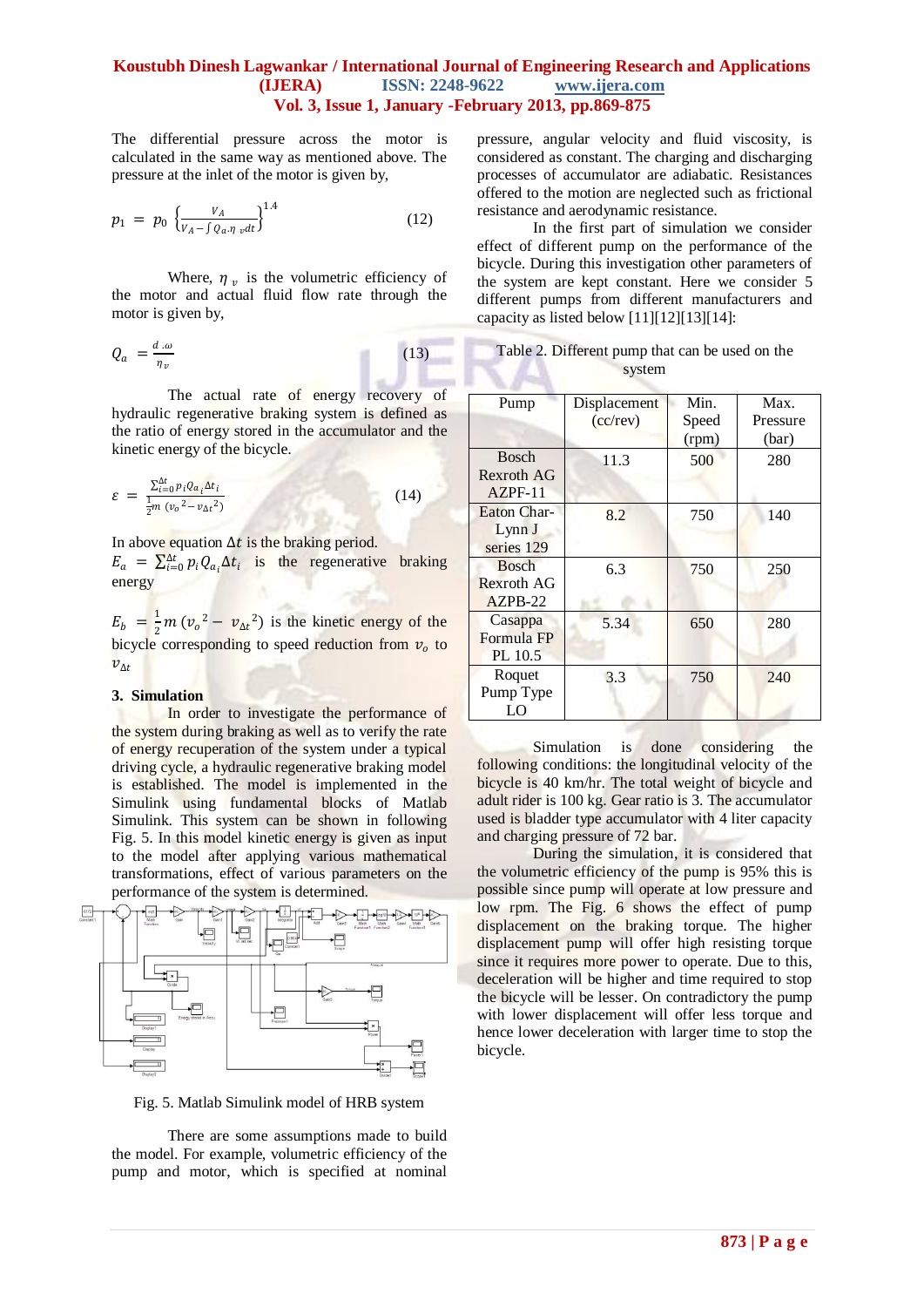The differential pressure across the motor is calculated in the same way as mentioned above. The pressure at the inlet of the motor is given by,

$$p_1 = p_0 \left\{\frac{V_A}{V_A - \int Q_a.\eta_v dt}\right\}^{1.4} \quad (12)$$

Where, $\eta_v$ is the volumetric efficiency of the motor and actual fluid flow rate through the motor is given by,

$$Q_a = \frac{d.\omega}{\eta_v} \quad (13)$$

The actual rate of energy recovery of hydraulic regenerative braking system is defined as the ratio of energy stored in the accumulator and the kinetic energy of the bicycle.

$$\varepsilon = \frac{\sum_{i=0}^{\Delta t} p_i Q_{a_i} \Delta t_i}{\frac{1}{2} m\,(v_o{}^2 - v_{\Delta t}{}^2)} \quad (14)$$

In above equation $\Delta t$ is the braking period.

$E_a = \sum_{i=0}^{\Delta t} p_i Q_{a_i} \Delta t_i$ is the regenerative braking energy

$E_b = \frac{1}{2} m\,(v_o{}^2 - v_{\Delta t}{}^2)$ is the kinetic energy of the bicycle corresponding to speed reduction from $v_o$ to $v_{\Delta t}$

### 3. Simulation

In order to investigate the performance of the system during braking as well as to verify the rate of energy recuperation of the system under a typical driving cycle, a hydraulic regenerative braking model is established. The model is implemented in the Simulink using fundamental blocks of Matlab Simulink. This system can be shown in following Fig. 5. In this model kinetic energy is given as input to the model after applying various mathematical transformations, effect of various parameters on the performance of the system is determined.

Fig. 5. Matlab Simulink model of HRB system

There are some assumptions made to build the model. For example, volumetric efficiency of the pump and motor, which is specified at nominal pressure, angular velocity and fluid viscosity, is considered as constant. The charging and discharging processes of accumulator are adiabatic. Resistances offered to the motion are neglected such as frictional resistance and aerodynamic resistance.

In the first part of simulation we consider effect of different pump on the performance of the bicycle. During this investigation other parameters of the system are kept constant. Here we consider 5 different pumps from different manufacturers and capacity as listed below [11][12][13][14]:

Table 2. Different pump that can be used on the system

| Pump | Displacement (cc/rev) | Min. Speed (rpm) | Max. Pressure (bar) |
|---|---|---|---|
| Bosch Rexroth AG AZPF-11 | 11.3 | 500 | 280 |
| Eaton Char-Lynn J series 129 | 8.2 | 750 | 140 |
| Bosch Rexroth AG AZPB-22 | 6.3 | 750 | 250 |
| Casappa Formula FP PL 10.5 | 5.34 | 650 | 280 |
| Roquet Pump Type LO | 3.3 | 750 | 240 |

Simulation is done considering the following conditions: the longitudinal velocity of the bicycle is 40 km/hr. The total weight of bicycle and adult rider is 100 kg. Gear ratio is 3. The accumulator used is bladder type accumulator with 4 liter capacity and charging pressure of 72 bar.

During the simulation, it is considered that the volumetric efficiency of the pump is 95% this is possible since pump will operate at low pressure and low rpm. The Fig. 6 shows the effect of pump displacement on the braking torque. The higher displacement pump will offer high resisting torque since it requires more power to operate. Due to this, deceleration will be higher and time required to stop the bicycle will be lesser. On contradictory the pump with lower displacement will offer less torque and hence lower deceleration with larger time to stop the bicycle.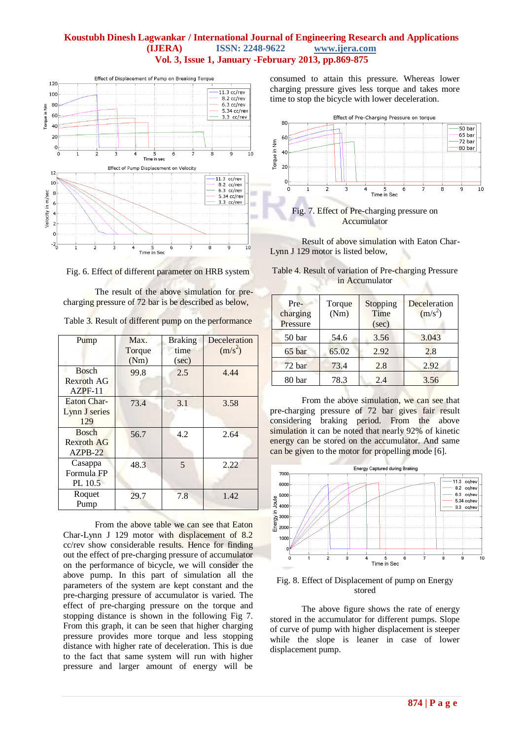Fig. 6. Effect of different parameter on HRB system

The result of the above simulation for pre-charging pressure of 72 bar is be described as below,

Table 3. Result of different pump on the performance

| Pump | Max. Torque (Nm) | Braking time (sec) | Deceleration ($m/s^2$) |
|---|---|---|---|
| Bosch Rexroth AG AZPF-11 | 99.8 | 2.5 | 4.44 |
| Eaton Char-Lynn J series 129 | 73.4 | 3.1 | 3.58 |
| Bosch Rexroth AG AZPB-22 | 56.7 | 4.2 | 2.64 |
| Casappa Formula FP PL 10.5 | 48.3 | 5 | 2.22 |
| Roquet Pump | 29.7 | 7.8 | 1.42 |

From the above table we can see that Eaton Char-Lynn J 129 motor with displacement of 8.2 cc/rev show considerable results. Hence for finding out the effect of pre-charging pressure of accumulator on the performance of bicycle, we will consider the above pump. In this part of simulation all the parameters of the system are kept constant and the pre-charging pressure of accumulator is varied. The effect of pre-charging pressure on the torque and stopping distance is shown in the following Fig 7. From this graph, it can be seen that higher charging pressure provides more torque and less stopping distance with higher rate of deceleration. This is due to the fact that same system will run with higher pressure and larger amount of energy will be consumed to attain this pressure. Whereas lower charging pressure gives less torque and takes more time to stop the bicycle with lower deceleration.

Fig. 7. Effect of Pre-charging pressure on Accumulator

Result of above simulation with Eaton Char-Lynn J 129 motor is listed below,

Table 4. Result of variation of Pre-charging Pressure in Accumulator

| Pre-charging Pressure | Torque (Nm) | Stopping Time (sec) | Deceleration ($m/s^2$) |
|---|---|---|---|
| 50 bar | 54.6 | 3.56 | 3.043 |
| 65 bar | 65.02 | 2.92 | 2.8 |
| 72 bar | 73.4 | 2.8 | 2.92 |
| 80 bar | 78.3 | 2.4 | 3.56 |

From the above simulation, we can see that pre-charging pressure of 72 bar gives fair result considering braking period. From the above simulation it can be noted that nearly 92% of kinetic energy can be stored on the accumulator. And same can be given to the motor for propelling mode [6].

Fig. 8. Effect of Displacement of pump on Energy stored

The above figure shows the rate of energy stored in the accumulator for different pumps. Slope of curve of pump with higher displacement is steeper while the slope is leaner in case of lower displacement pump.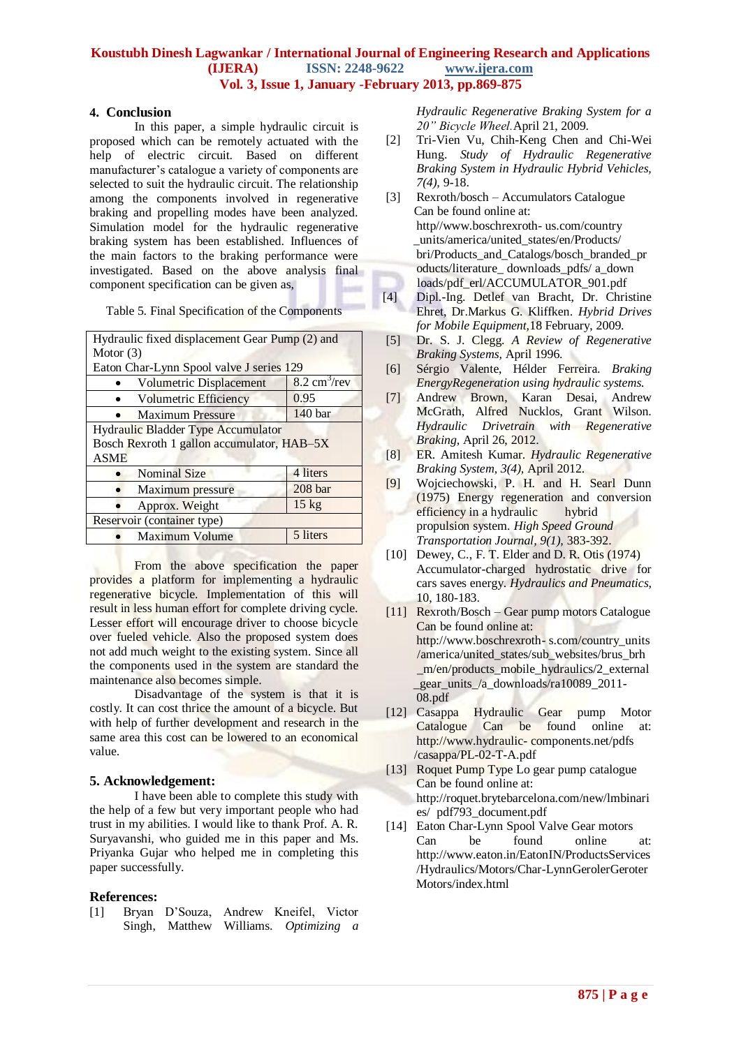## 4. Conclusion

In this paper, a simple hydraulic circuit is proposed which can be remotely actuated with the help of electric circuit. Based on different manufacturer's catalogue a variety of components are selected to suit the hydraulic circuit. The relationship among the components involved in regenerative braking and propelling modes have been analyzed. Simulation model for the hydraulic regenerative braking system has been established. Influences of the main factors to the braking performance were investigated. Based on the above analysis final component specification can be given as,

Table 5. Final Specification of the Components

| | |
|---|---|
| Hydraulic fixed displacement Gear Pump (2) and Motor (3)<br>Eaton Char-Lynn Spool valve J series 129 | |
| • Volumetric Displacement | 8.2 $cm^3$/rev |
| • Volumetric Efficiency | 0.95 |
| • Maximum Pressure | 140 bar |
| Hydraulic Bladder Type Accumulator<br>Bosch Rexroth 1 gallon accumulator, HAB–5X ASME | |
| • Nominal Size | 4 liters |
| • Maximum pressure | 208 bar |
| • Approx. Weight | 15 kg |
| Reservoir (container type) | |
| • Maximum Volume | 5 liters |

From the above specification the paper provides a platform for implementing a hydraulic regenerative bicycle. Implementation of this will result in less human effort for complete driving cycle. Lesser effort will encourage driver to choose bicycle over fueled vehicle. Also the proposed system does not add much weight to the existing system. Since all the components used in the system are standard the maintenance also becomes simple.

Disadvantage of the system is that it is costly. It can cost thrice the amount of a bicycle. But with help of further development and research in the same area this cost can be lowered to an economical value.

## 5. Acknowledgement:

I have been able to complete this study with the help of a few but very important people who had trust in my abilities. I would like to thank Prof. A. R. Suryavanshi, who guided me in this paper and Ms. Priyanka Gujar who helped me in completing this paper successfully.

## References:

[1] Bryan D'Souza, Andrew Kneifel, Victor Singh, Matthew Williams. *Optimizing a Hydraulic Regenerative Braking System for a 20" Bicycle Wheel.* April 21, 2009.

[2] Tri-Vien Vu, Chih-Keng Chen and Chi-Wei Hung. *Study of Hydraulic Regenerative Braking System in Hydraulic Hybrid Vehicles, 7(4)*, 9-18.

[3] Rexroth/bosch – Accumulators Catalogue Can be found online at: http//www.boschrexroth- us.com/country _units/america/united_states/en/Products/ bri/Products_and_Catalogs/bosch_branded_pr oducts/literature_ downloads_pdfs/ a_down loads/pdf_erl/ACCUMULATOR_901.pdf

[4] Dipl.-Ing. Detlef van Bracht, Dr. Christine Ehret, Dr.Markus G. Kliffken. *Hybrid Drives for Mobile Equipment,*18 February, 2009.

[5] Dr. S. J. Clegg. *A Review of Regenerative Braking Systems,* April 1996.

[6] Sérgio Valente, Hélder Ferreira. *Braking EnergyRegeneration using hydraulic systems.*

[7] Andrew Brown, Karan Desai, Andrew McGrath, Alfred Nucklos, Grant Wilson. *Hydraulic Drivetrain with Regenerative Braking,* April 26, 2012.

[8] ER. Amitesh Kumar. *Hydraulic Regenerative Braking System, 3(4),* April 2012.

[9] Wojciechowski, P. H. and H. Searl Dunn (1975) Energy regeneration and conversion efficiency in a hydraulic hybrid propulsion system. *High Speed Ground Transportation Journal, 9(1),* 383-392.

[10] Dewey, C., F. T. Elder and D. R. Otis (1974) Accumulator-charged hydrostatic drive for cars saves energy. *Hydraulics and Pneumatics,* 10, 180-183.

[11] Rexroth/Bosch – Gear pump motors Catalogue Can be found online at: http://www.boschrexroth- s.com/country_units /america/united_states/sub_websites/brus_brh _m/en/products_mobile_hydraulics/2_external _gear_units_/a_downloads/ra10089_2011-08.pdf

[12] Casappa Hydraulic Gear pump Motor Catalogue Can be found online at: http://www.hydraulic- components.net/pdfs /casappa/PL-02-T-A.pdf

[13] Roquet Pump Type Lo gear pump catalogue Can be found online at: http://roquet.brytebarcelona.com/new/lmbinari es/ pdf793_document.pdf

[14] Eaton Char-Lynn Spool Valve Gear motors Can be found online at: http://www.eaton.in/EatonIN/ProductsServices /Hydraulics/Motors/Char-LynnGerolerGeroter Motors/index.html